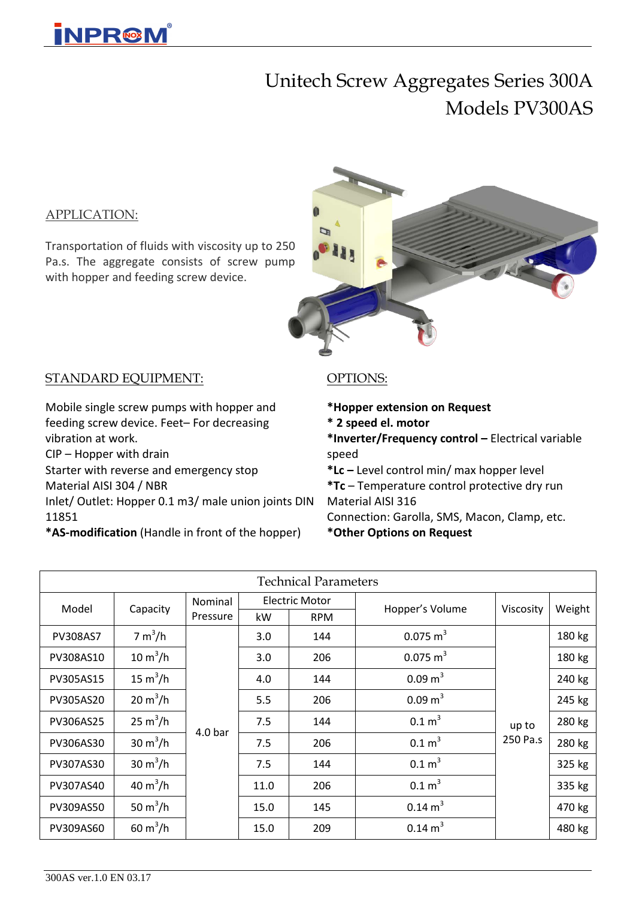# Unitech Screw Aggregates Series 300A
# Models PV300AS

## APPLICATION:

Transportation of fluids with viscosity up to 250 Pa.s. The aggregate consists of screw pump with hopper and feeding screw device.

## STANDARD EQUIPMENT:

Mobile single screw pumps with hopper and feeding screw device. Feet– For decreasing vibration at work.
CIP – Hopper with drain
Starter with reverse and emergency stop
Material AISI 304 / NBR
Inlet/ Outlet: Hopper 0.1 m3/ male union joints DIN 11851
**\*AS-modification** (Handle in front of the hopper)

## OPTIONS:

**\*Hopper extension on Request**
**\* 2 speed el. motor**
**\*Inverter/Frequency control –** Electrical variable speed
**\*Lc –** Level control min/ max hopper level
**\*Tc** – Temperature control protective dry run
Material AISI 316
Connection: Garolla, SMS, Macon, Clamp, etc.
**\*Other Options on Request**

Technical Parameters

| Model | Capacity | Nominal Pressure | Electric Motor | | Hopper's Volume | Viscosity | Weight |
|---|---|---|---|---|---|---|---|
| | | | kW | RPM | | | |
| PV308AS7 | 7 $m^3$/h | 4.0 bar | 3.0 | 144 | 0.075 $m^3$ | up to 250 Pa.s | 180 kg |
| PV308AS10 | 10 $m^3$/h | | 3.0 | 206 | 0.075 $m^3$ | | 180 kg |
| PV305AS15 | 15 $m^3$/h | | 4.0 | 144 | 0.09 $m^3$ | | 240 kg |
| PV305AS20 | 20 $m^3$/h | | 5.5 | 206 | 0.09 $m^3$ | | 245 kg |
| PV306AS25 | 25 $m^3$/h | | 7.5 | 144 | 0.1 $m^3$ | | 280 kg |
| PV306AS30 | 30 $m^3$/h | | 7.5 | 206 | 0.1 $m^3$ | | 280 kg |
| PV307AS30 | 30 $m^3$/h | | 7.5 | 144 | 0.1 $m^3$ | | 325 kg |
| PV307AS40 | 40 $m^3$/h | | 11.0 | 206 | 0.1 $m^3$ | | 335 kg |
| PV309AS50 | 50 $m^3$/h | | 15.0 | 145 | 0.14 $m^3$ | | 470 kg |
| PV309AS60 | 60 $m^3$/h | | 15.0 | 209 | 0.14 $m^3$ | | 480 kg |

300AS ver.1.0 EN 03.17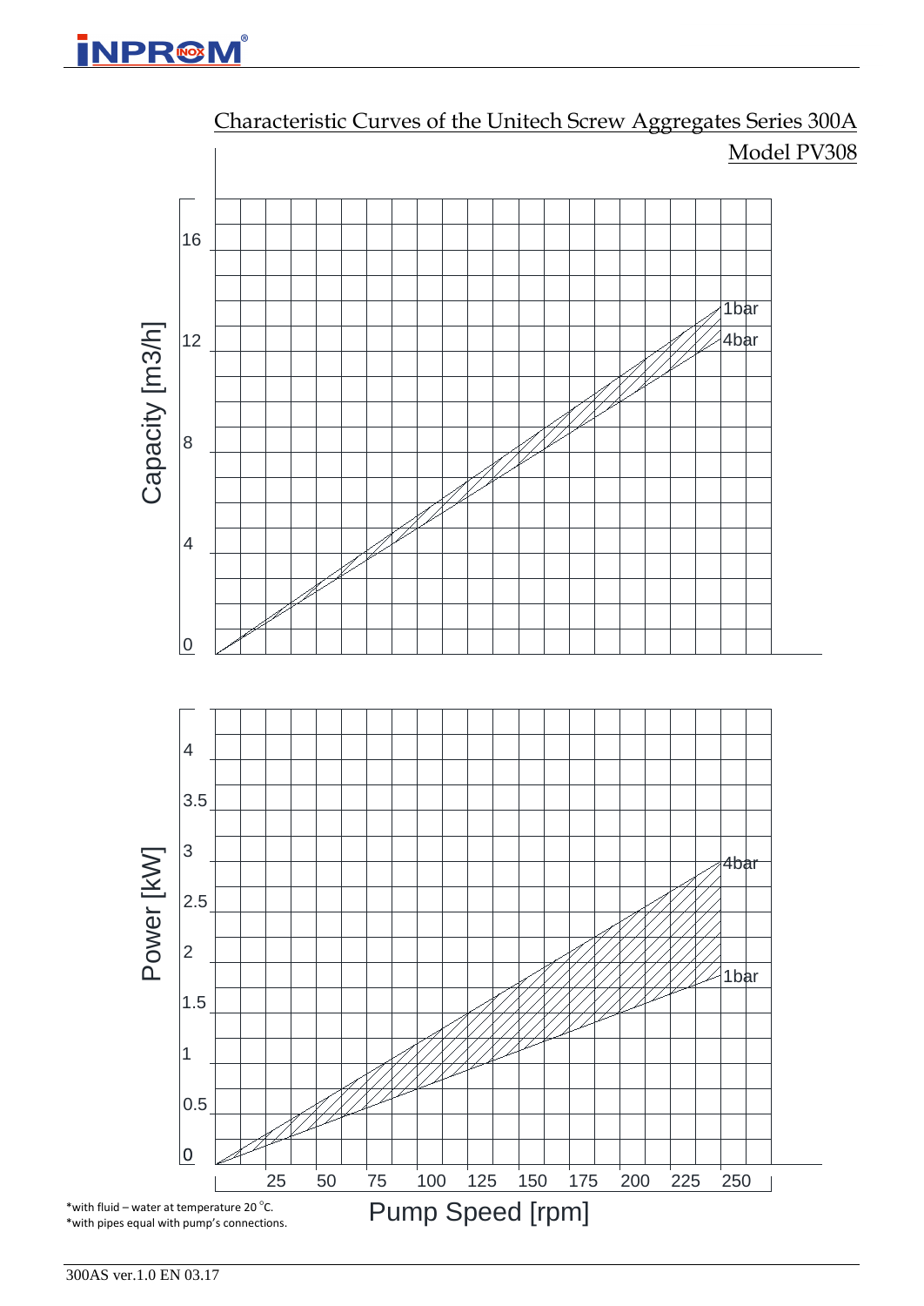## Characteristic Curves of the Unitech Screw Aggregates Series 300A

### Model PV308

Capacity [m3/h]

0 4 8 12 16

1bar
4bar

Power [kW]

0 0.5 1 1.5 2 2.5 3 3.5 4

4bar
1bar

25 50 75 100 125 150 175 200 225 250

Pump Speed [rpm]

*with fluid – water at temperature 20 °C.
*with pipes equal with pump's connections.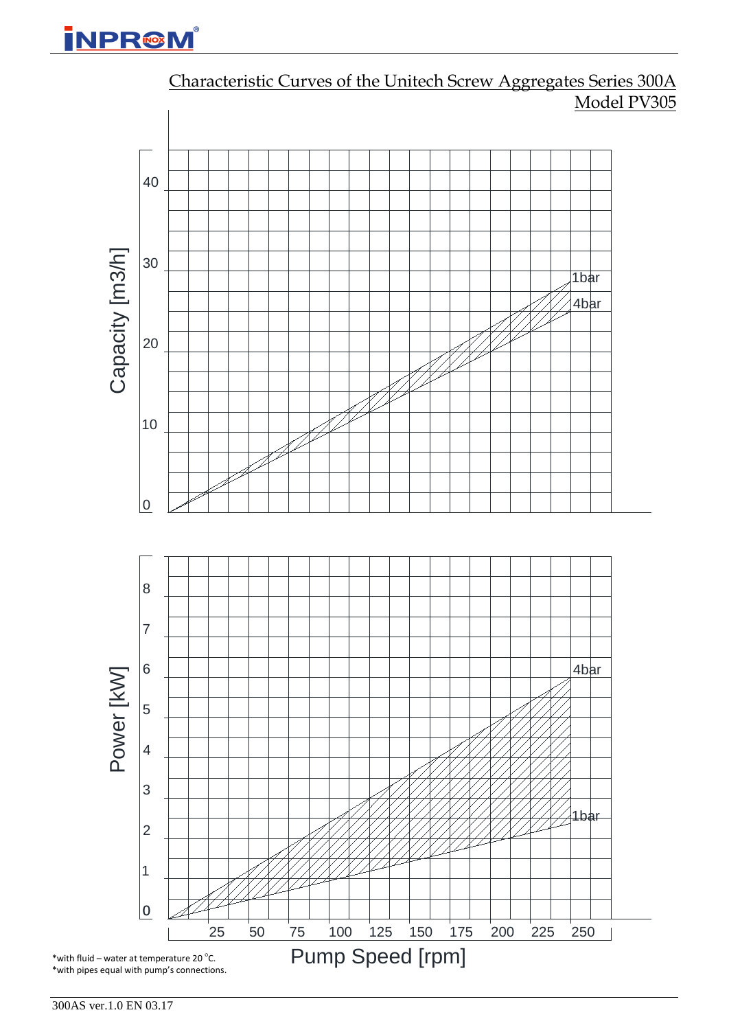## Characteristic Curves of the Unitech Screw Aggregates Series 300A

### Model PV305

Capacity [m3/h]

40

30

20

10

0

1bar

4bar

Power [kW]

8

7

6

5

4

3

2

1

0

4bar

1bar

25 50 75 100 125 150 175 200 225 250

Pump Speed [rpm]

*with fluid – water at temperature 20 °C.
*with pipes equal with pump's connections.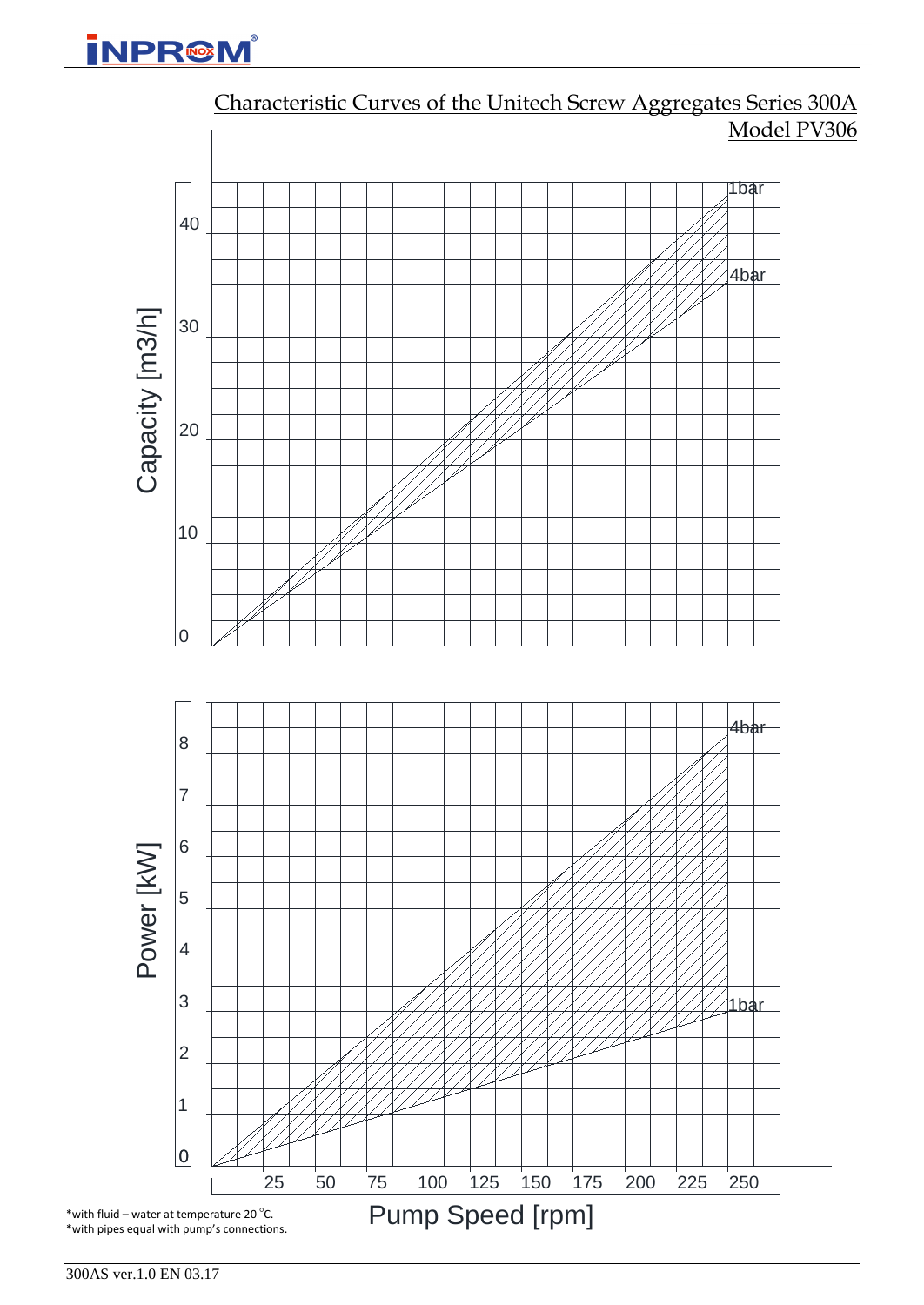# Characteristic Curves of the Unitech Screw Aggregates Series 300A

## Model PV306

Capacity [m3/h]

0, 10, 20, 30, 40

1bar

4bar

Power [kW]

0, 1, 2, 3, 4, 5, 6, 7, 8

4bar

1bar

25, 50, 75, 100, 125, 150, 175, 200, 225, 250

Pump Speed [rpm]

*with fluid – water at temperature 20 °C.
*with pipes equal with pump's connections.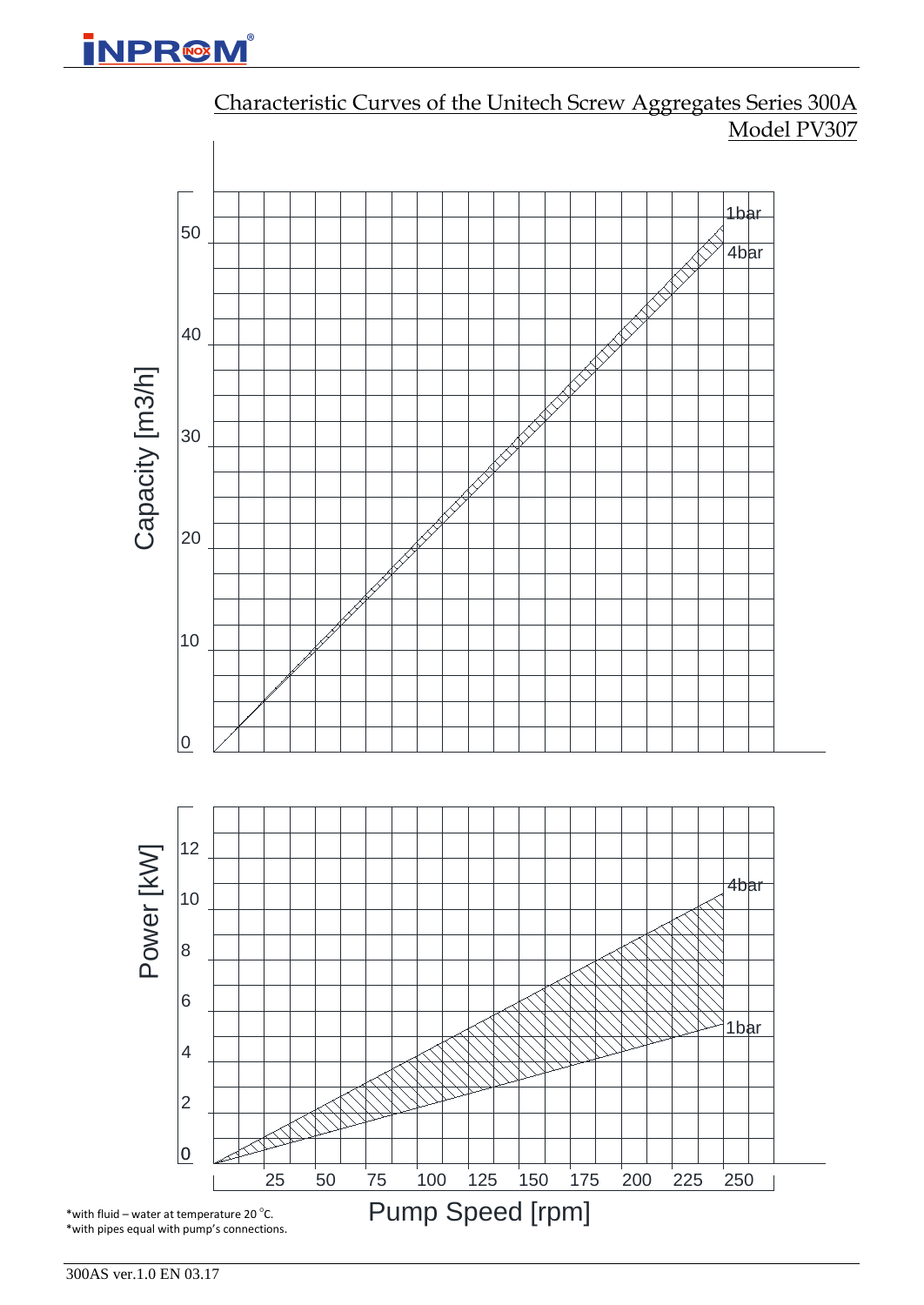## Characteristic Curves of the Unitech Screw Aggregates Series 300A

### Model PV307

Capacity [m3/h]

1bar

4bar

Power [kW]

4bar

1bar

Pump Speed [rpm]

*with fluid – water at temperature 20 °C.
*with pipes equal with pump's connections.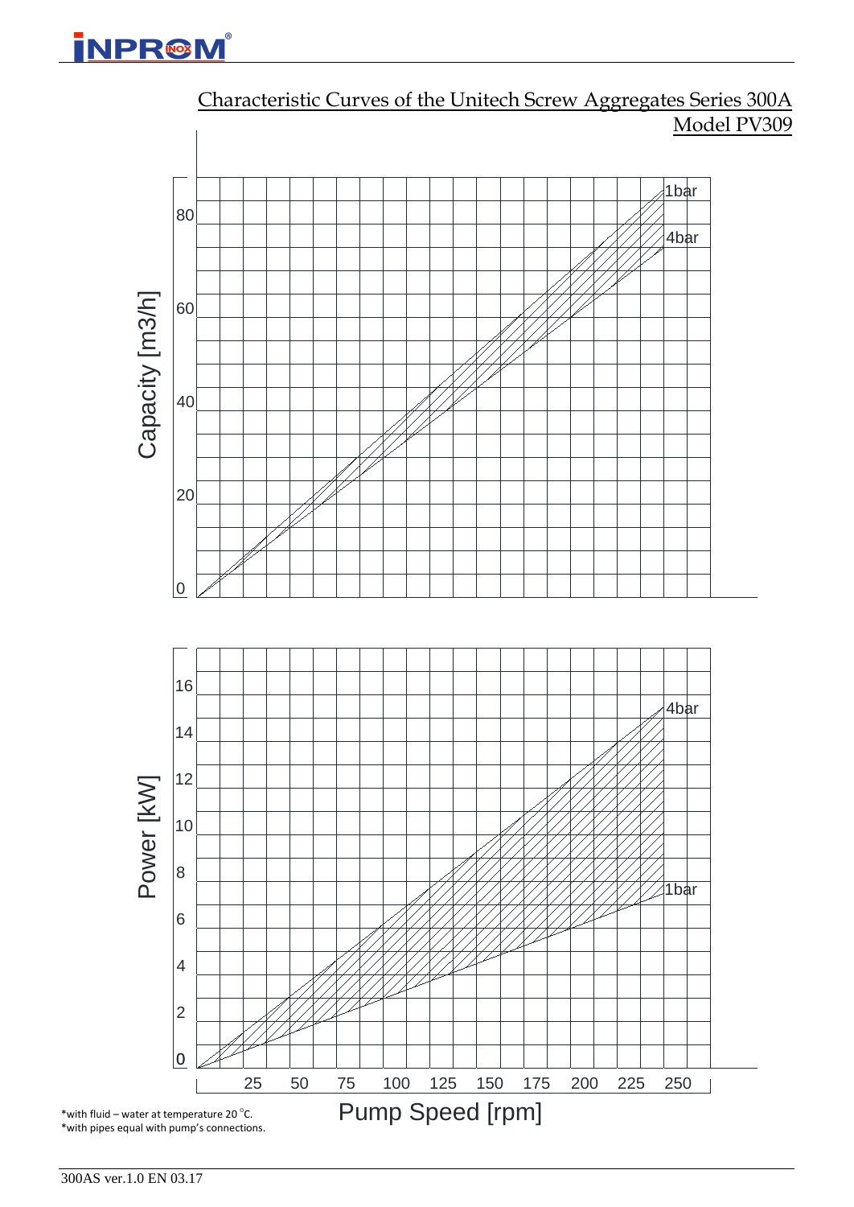## Characteristic Curves of the Unitech Screw Aggregates Series 300A

## Model PV309

Capacity [m3/h]

0, 20, 40, 60, 80

1bar

4bar

Power [kW]

0, 2, 4, 6, 8, 10, 12, 14, 16

4bar

1bar

Pump Speed [rpm]

25, 50, 75, 100, 125, 150, 175, 200, 225, 250

*with fluid – water at temperature 20 °C.
*with pipes equal with pump's connections.

300AS ver.1.0 EN 03.17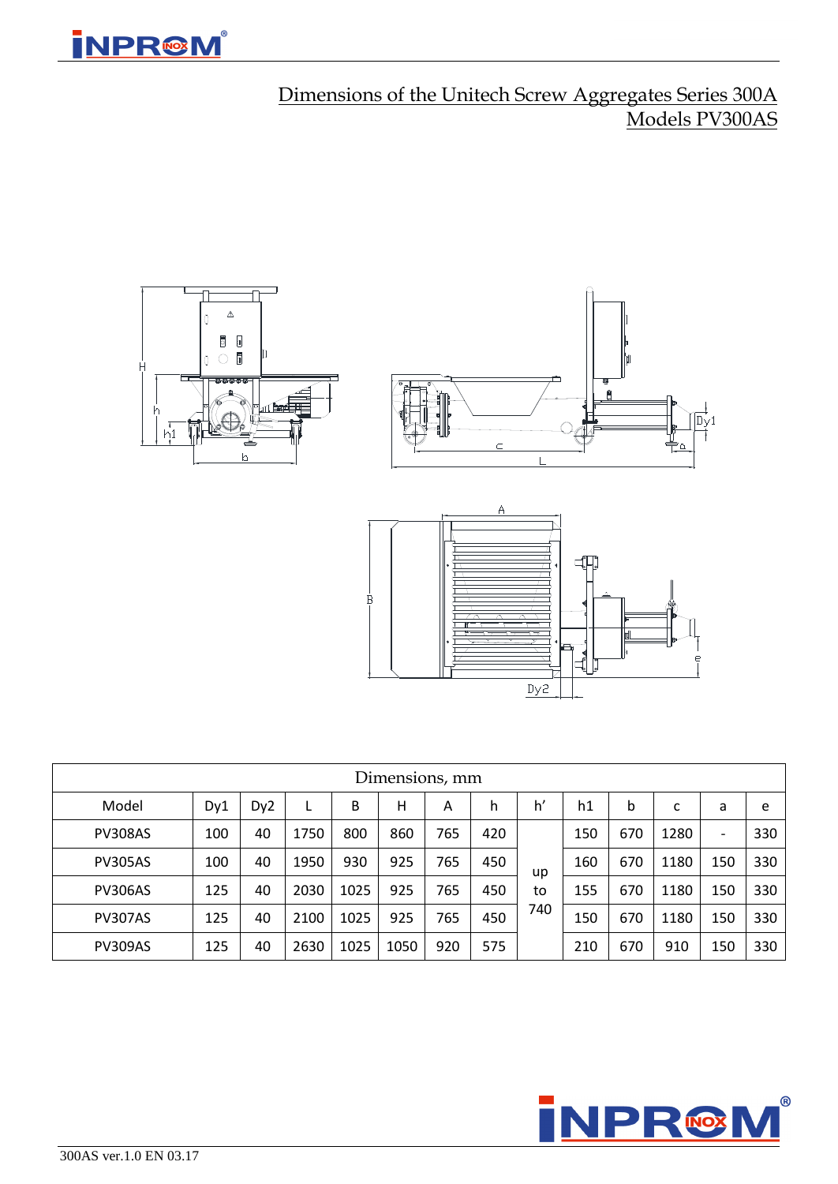## Dimensions of the Unitech Screw Aggregates Series 300A
## Models PV300AS

| Dimensions, mm | | | | | | | | | | | | | |
|---|---|---|---|---|---|---|---|---|---|---|---|---|---|
| Model | Dy1 | Dy2 | L | B | H | A | h | h' | h1 | b | c | a | e |
| PV308AS | 100 | 40 | 1750 | 800 | 860 | 765 | 420 | up to 740 | 150 | 670 | 1280 | - | 330 |
| PV305AS | 100 | 40 | 1950 | 930 | 925 | 765 | 450 | | 160 | 670 | 1180 | 150 | 330 |
| PV306AS | 125 | 40 | 2030 | 1025 | 925 | 765 | 450 | | 155 | 670 | 1180 | 150 | 330 |
| PV307AS | 125 | 40 | 2100 | 1025 | 925 | 765 | 450 | | 150 | 670 | 1180 | 150 | 330 |
| PV309AS | 125 | 40 | 2630 | 1025 | 1050 | 920 | 575 | | 210 | 670 | 910 | 150 | 330 |

300AS ver.1.0 EN 03.17